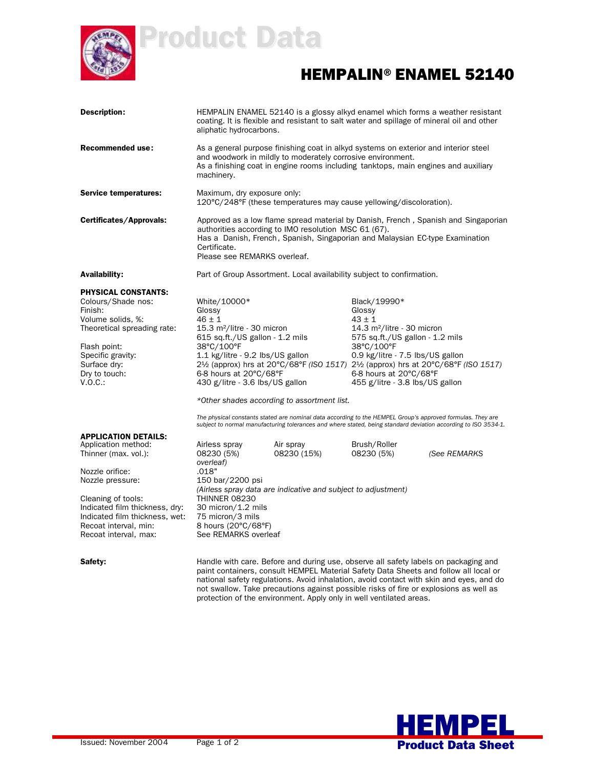# Product Data

# HEMPALIN® ENAMEL 52140

**Description:** HEMPALIN ENAMEL 52140 is a glossy alkyd enamel which forms a weather resistant coating. It is flexible and resistant to salt water and spillage of mineral oil and other aliphatic hydrocarbons.

**Recommended use:** As a general purpose finishing coat in alkyd systems on exterior and interior steel and woodwork in mildly to moderately corrosive environment.
As a finishing coat in engine rooms including tanktops, main engines and auxiliary machinery.

**Service temperatures:** Maximum, dry exposure only:
120°C/248°F (these temperatures may cause yellowing/discoloration).

**Certificates/Approvals:** Approved as a low flame spread material by Danish, French , Spanish and Singaporian authorities according to IMO resolution MSC 61 (67).
Has a Danish, French, Spanish, Singaporian and Malaysian EC-type Examination Certificate.
Please see REMARKS overleaf.

**Availability:** Part of Group Assortment. Local availability subject to confirmation.

**PHYSICAL CONSTANTS:**

| | | |
|---|---|---|
| Colours/Shade nos: | White/10000* | Black/19990* |
| Finish: | Glossy | Glossy |
| Volume solids, %: | 46 ± 1 | 43 ± 1 |
| Theoretical spreading rate: | 15.3 m²/litre - 30 micron<br>615 sq.ft./US gallon - 1.2 mils | 14.3 m²/litre - 30 micron<br>575 sq.ft./US gallon - 1.2 mils |
| Flash point: | 38°C/100°F | 38°C/100°F |
| Specific gravity: | 1.1 kg/litre - 9.2 lbs/US gallon | 0.9 kg/litre - 7.5 lbs/US gallon |
| Surface dry: | 2½ (approx) hrs at 20°C/68°F *(ISO 1517)* | 2½ (approx) hrs at 20°C/68°F *(ISO 1517)* |
| Dry to touch: | 6-8 hours at 20°C/68°F | 6-8 hours at 20°C/68°F |
| V.O.C.: | 430 g/litre - 3.6 lbs/US gallon | 455 g/litre - 3.8 lbs/US gallon |

*\*Other shades according to assortment list.*

*The physical constants stated are nominal data according to the HEMPEL Group's approved formulas. They are subject to normal manufacturing tolerances and where stated, being standard deviation according to ISO 3534-1.*

**APPLICATION DETAILS:**

| | | | | |
|---|---|---|---|---|
| Application method: | Airless spray | Air spray | Brush/Roller | |
| Thinner (max. vol.): | 08230 (5%) | 08230 (15%) | 08230 (5%) | *(See REMARKS overleaf)* |
| Nozzle orifice: | .018" | | | |
| Nozzle pressure: | 150 bar/2200 psi<br>*(Airless spray data are indicative and subject to adjustment)* | | | |
| Cleaning of tools: | THINNER 08230 | | | |
| Indicated film thickness, dry: | 30 micron/1.2 mils | | | |
| Indicated film thickness, wet: | 75 micron/3 mils | | | |
| Recoat interval, min: | 8 hours (20°C/68°F) | | | |
| Recoat interval, max: | See REMARKS overleaf | | | |

**Safety:** Handle with care. Before and during use, observe all safety labels on packaging and paint containers, consult HEMPEL Material Safety Data Sheets and follow all local or national safety regulations. Avoid inhalation, avoid contact with skin and eyes, and do not swallow. Take precautions against possible risks of fire or explosions as well as protection of the environment. Apply only in well ventilated areas.

Issued: November 2004

HEMPEL
Product Data Sheet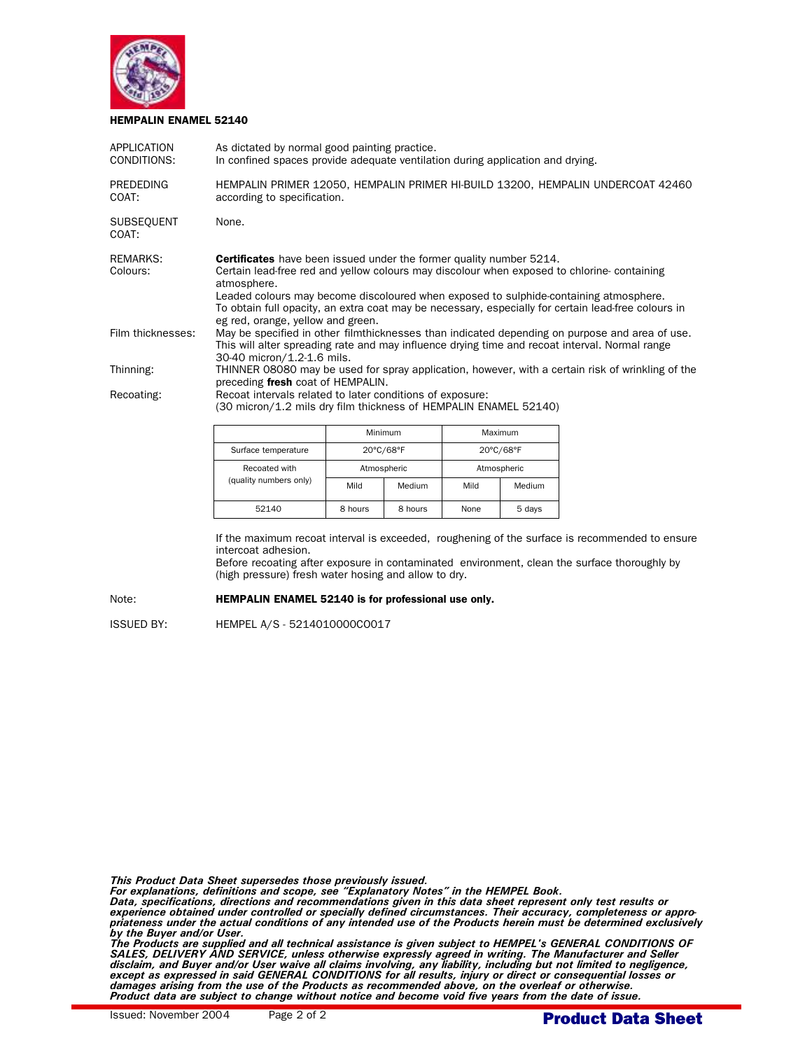**HEMPALIN ENAMEL 52140**

APPLICATION CONDITIONS: As dictated by normal good painting practice.
In confined spaces provide adequate ventilation during application and drying.

PREDEDING COAT: HEMPALIN PRIMER 12050, HEMPALIN PRIMER HI-BUILD 13200, HEMPALIN UNDERCOAT 42460 according to specification.

SUBSEQUENT COAT: None.

REMARKS: **Certificates** have been issued under the former quality number 5214.

Colours: Certain lead-free red and yellow colours may discolour when exposed to chlorine- containing atmosphere.
Leaded colours may become discoloured when exposed to sulphide-containing atmosphere.
To obtain full opacity, an extra coat may be necessary, especially for certain lead-free colours in eg red, orange, yellow and green.

Film thicknesses: May be specified in other filmthicknesses than indicated depending on purpose and area of use. This will alter spreading rate and may influence drying time and recoat interval. Normal range 30-40 micron/1.2-1.6 mils.

Thinning: THINNER 08080 may be used for spray application, however, with a certain risk of wrinkling of the preceding **fresh** coat of HEMPALIN.

Recoating: Recoat intervals related to later conditions of exposure:
(30 micron/1.2 mils dry film thickness of HEMPALIN ENAMEL 52140)

| | Minimum | | Maximum | |
|---|---|---|---|---|
| Surface temperature | 20°C/68°F | | 20°C/68°F | |
| Recoated with (quality numbers only) | Atmospheric | | Atmospheric | |
| | Mild | Medium | Mild | Medium |
| 52140 | 8 hours | 8 hours | None | 5 days |

If the maximum recoat interval is exceeded, roughening of the surface is recommended to ensure intercoat adhesion.
Before recoating after exposure in contaminated environment, clean the surface thoroughly by (high pressure) fresh water hosing and allow to dry.

Note: **HEMPALIN ENAMEL 52140 is for professional use only.**

ISSUED BY: HEMPEL A/S - 5214010000CO017

***This Product Data Sheet supersedes those previously issued.***
***For explanations, definitions and scope, see "Explanatory Notes" in the HEMPEL Book.***
***Data, specifications, directions and recommendations given in this data sheet represent only test results or experience obtained under controlled or specially defined circumstances. Their accuracy, completeness or appropriateness under the actual conditions of any intended use of the Products herein must be determined exclusively by the Buyer and/or User.***
***The Products are supplied and all technical assistance is given subject to HEMPEL's GENERAL CONDITIONS OF SALES, DELIVERY AND SERVICE, unless otherwise expressly agreed in writing. The Manufacturer and Seller disclaim, and Buyer and/or User waive all claims involving, any liability, including but not limited to negligence, except as expressed in said GENERAL CONDITIONS for all results, injury or direct or consequential losses or damages arising from the use of the Products as recommended above, on the overleaf or otherwise.***
***Product data are subject to change without notice and become void five years from the date of issue.***

Issued: November 2004

**Product Data Sheet**